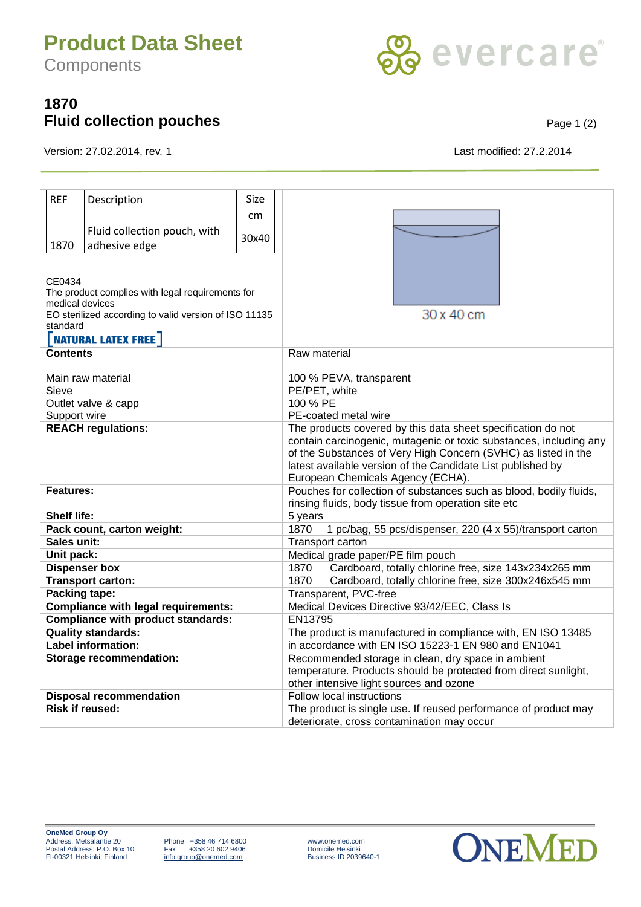# Product Data Sheet

Components

evercare

## 1870
## Fluid collection pouches

Version: 27.02.2014, rev. 1

Last modified: 27.2.2014

| REF | Description | Size |
|---|---|---|
| | | cm |
| 1870 | Fluid collection pouch, with adhesive edge | 30x40 |

30 x 40 cm

CE0434
The product complies with legal requirements for medical devices
EO sterilized according to valid version of ISO 11135 standard

[NATURAL LATEX FREE]

| | |
|---|---|
| **Contents** | Raw material |
| Main raw material | 100 % PEVA, transparent |
| Sieve | PE/PET, white |
| Outlet valve & capp | 100 % PE |
| Support wire | PE-coated metal wire |
| **REACH regulations:** | The products covered by this data sheet specification do not contain carcinogenic, mutagenic or toxic substances, including any of the Substances of Very High Concern (SVHC) as listed in the latest available version of the Candidate List published by European Chemicals Agency (ECHA). |
| **Features:** | Pouches for collection of substances such as blood, bodily fluids, rinsing fluids, body tissue from operation site etc |
| **Shelf life:** | 5 years |
| **Pack count, carton weight:** | 1870 1 pc/bag, 55 pcs/dispenser, 220 (4 x 55)/transport carton |
| **Sales unit:** | Transport carton |
| **Unit pack:** | Medical grade paper/PE film pouch |
| **Dispenser box** | 1870 Cardboard, totally chlorine free, size 143x234x265 mm |
| **Transport carton:** | 1870 Cardboard, totally chlorine free, size 300x246x545 mm |
| **Packing tape:** | Transparent, PVC-free |
| **Compliance with legal requirements:** | Medical Devices Directive 93/42/EEC, Class Is |
| **Compliance with product standards:** | EN13795 |
| **Quality standards:** | The product is manufactured in compliance with, EN ISO 13485 |
| **Label information:** | in accordance with EN ISO 15223-1 EN 980 and EN1041 |
| **Storage recommendation:** | Recommended storage in clean, dry space in ambient temperature. Products should be protected from direct sunlight, other intensive light sources and ozone |
| **Disposal recommendation** | Follow local instructions |
| **Risk if reused:** | The product is single use. If reused performance of product may deteriorate, cross contamination may occur |

**OneMed Group Oy**
Address: Metsäläntie 20
Postal Address: P.O. Box 10
FI-00321 Helsinki, Finland

Phone +358 46 714 6800
Fax +358 20 602 9406
info.group@onemed.com

www.onemed.com
Domicile Helsinki
Business ID 2039640-1

ONEMED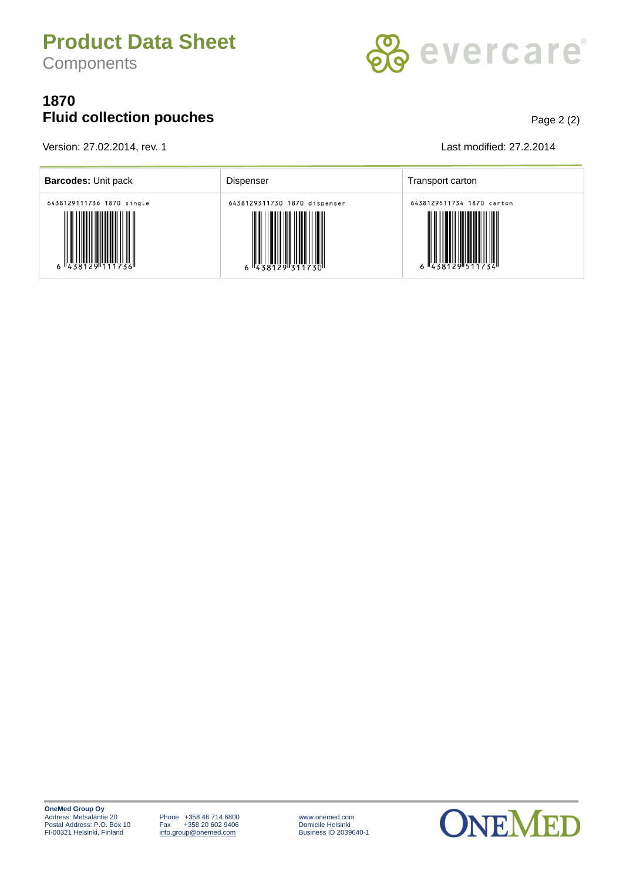# Product Data Sheet

Components

## 1870
## Fluid collection pouches

Version: 27.02.2014, rev. 1

Last modified: 27.2.2014

| **Barcodes:** Unit pack | Dispenser | Transport carton |
|---|---|---|
| 6438129111736 1870 single | 6438129311730 1870 dispenser | 6438129511734 1870 carton |
| 6 438129 111736 | 6 438129 311730 | 6 438129 511734 |

**OneMed Group Oy**
Address: Metsäläntie 20
Postal Address: P.O. Box 10
FI-00321 Helsinki, Finland

Phone +358 46 714 6800
Fax +358 20 602 9406
info.group@onemed.com

www.onemed.com
Domicile Helsinki
Business ID 2039640-1